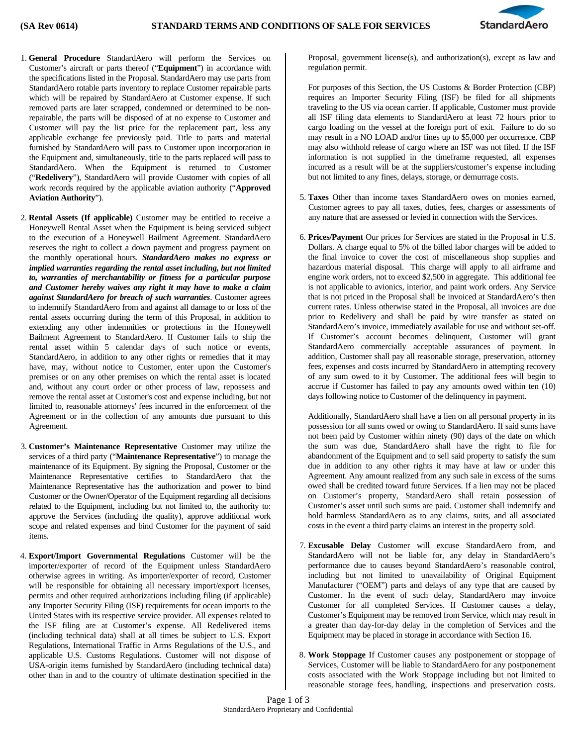(SA Rev 0614) 

# STANDARD TERMS AND CONDITIONS OF SALE FOR SERVICES

1. **General Procedure** StandardAero will perform the Services on Customer's aircraft or parts thereof ("**Equipment**") in accordance with the specifications listed in the Proposal. StandardAero may use parts from StandardAero rotable parts inventory to replace Customer repairable parts which will be repaired by StandardAero at Customer expense. If such removed parts are later scrapped, condemned or determined to be non-repairable, the parts will be disposed of at no expense to Customer and Customer will pay the list price for the replacement part, less any applicable exchange fee previously paid. Title to parts and material furnished by StandardAero will pass to Customer upon incorporation in the Equipment and, simultaneously, title to the parts replaced will pass to StandardAero. When the Equipment is returned to Customer ("**Redelivery**"), StandardAero will provide Customer with copies of all work records required by the applicable aviation authority ("**Approved Aviation Authority**").

2. **Rental Assets (If applicable)** Customer may be entitled to receive a Honeywell Rental Asset when the Equipment is being serviced subject to the execution of a Honeywell Bailment Agreement. StandardAero reserves the right to collect a down payment and progress payment on the monthly operational hours. ***StandardAero makes no express or implied warranties regarding the rental asset including, but not limited to, warranties of merchantability or fitness for a particular purpose and Customer hereby waives any right it may have to make a claim against StandardAero for breach of such warranties***. Customer agrees to indemnify StandardAero from and against all damage to or loss of the rental assets occurring during the term of this Proposal, in addition to extending any other indemnities or protections in the Honeywell Bailment Agreement to StandardAero. If Customer fails to ship the rental asset within 5 calendar days of such notice or events, StandardAero, in addition to any other rights or remedies that it may have, may, without notice to Customer, enter upon the Customer's premises or on any other premises on which the rental asset is located and, without any court order or other process of law, repossess and remove the rental asset at Customer's cost and expense including, but not limited to, reasonable attorneys' fees incurred in the enforcement of the Agreement or in the collection of any amounts due pursuant to this Agreement.

3. **Customer's Maintenance Representative** Customer may utilize the services of a third party ("**Maintenance Representative**") to manage the maintenance of its Equipment. By signing the Proposal, Customer or the Maintenance Representative certifies to StandardAero that the Maintenance Representative has the authorization and power to bind Customer or the Owner/Operator of the Equipment regarding all decisions related to the Equipment, including but not limited to, the authority to: approve the Services (including the quality), approve additional work scope and related expenses and bind Customer for the payment of said items.

4. **Export/Import Governmental Regulations** Customer will be the importer/exporter of record of the Equipment unless StandardAero otherwise agrees in writing. As importer/exporter of record, Customer will be responsible for obtaining all necessary import/export licenses, permits and other required authorizations including filing (if applicable) any Importer Security Filing (ISF) requirements for ocean imports to the United States with its respective service provider. All expenses related to the ISF filing are at Customer's expense. All Redelivered items (including technical data) shall at all times be subject to U.S. Export Regulations, International Traffic in Arms Regulations of the U.S., and applicable U.S. Customs Regulations. Customer will not dispose of USA-origin items furnished by StandardAero (including technical data) other than in and to the country of ultimate destination specified in the Proposal, government license(s), and authorization(s), except as law and regulation permit.

   For purposes of this Section, the US Customs & Border Protection (CBP) requires an Importer Security Filing (ISF) be filed for all shipments traveling to the US via ocean carrier. If applicable, Customer must provide all ISF filing data elements to StandardAero at least 72 hours prior to cargo loading on the vessel at the foreign port of exit. Failure to do so may result in a NO LOAD and/or fines up to $5,000 per occurrence. CBP may also withhold release of cargo where an ISF was not filed. If the ISF information is not supplied in the timeframe requested, all expenses incurred as a result will be at the suppliers/customer's expense including but not limited to any fines, delays, storage, or demurrage costs.

5. **Taxes** Other than income taxes StandardAero owes on monies earned, Customer agrees to pay all taxes, duties, fees, charges or assessments of any nature that are assessed or levied in connection with the Services.

6. **Prices/Payment** Our prices for Services are stated in the Proposal in U.S. Dollars. A charge equal to 5% of the billed labor charges will be added to the final invoice to cover the cost of miscellaneous shop supplies and hazardous material disposal. This charge will apply to all airframe and engine work orders, not to exceed $2,500 in aggregate. This additional fee is not applicable to avionics, interior, and paint work orders. Any Service that is not priced in the Proposal shall be invoiced at StandardAero's then current rates. Unless otherwise stated in the Proposal, all invoices are due prior to Redelivery and shall be paid by wire transfer as stated on StandardAero's invoice, immediately available for use and without set-off. If Customer's account becomes delinquent, Customer will grant StandardAero commercially acceptable assurances of payment. In addition, Customer shall pay all reasonable storage, preservation, attorney fees, expenses and costs incurred by StandardAero in attempting recovery of any sum owed to it by Customer. The additional fees will begin to accrue if Customer has failed to pay any amounts owed within ten (10) days following notice to Customer of the delinquency in payment.

   Additionally, StandardAero shall have a lien on all personal property in its possession for all sums owed or owing to StandardAero. If said sums have not been paid by Customer within ninety (90) days of the date on which the sum was due, StandardAero shall have the right to file for abandonment of the Equipment and to sell said property to satisfy the sum due in addition to any other rights it may have at law or under this Agreement. Any amount realized from any such sale in excess of the sums owed shall be credited toward future Services. If a lien may not be placed on Customer's property, StandardAero shall retain possession of Customer's asset until such sums are paid. Customer shall indemnify and hold harmless StandardAero as to any claims, suits, and all associated costs in the event a third party claims an interest in the property sold.

7. **Excusable Delay** Customer will excuse StandardAero from, and StandardAero will not be liable for, any delay in StandardAero's performance due to causes beyond StandardAero's reasonable control, including but not limited to unavailability of Original Equipment Manufacturer ("OEM") parts and delays of any type that are caused by Customer. In the event of such delay, StandardAero may invoice Customer for all completed Services. If Customer causes a delay, Customer's Equipment may be removed from Service, which may result in a greater than day-for-day delay in the completion of Services and the Equipment may be placed in storage in accordance with Section 16.

8. **Work Stoppage** If Customer causes any postponement or stoppage of Services, Customer will be liable to StandardAero for any postponement costs associated with the Work Stoppage including but not limited to reasonable storage fees, handling, inspections and preservation costs.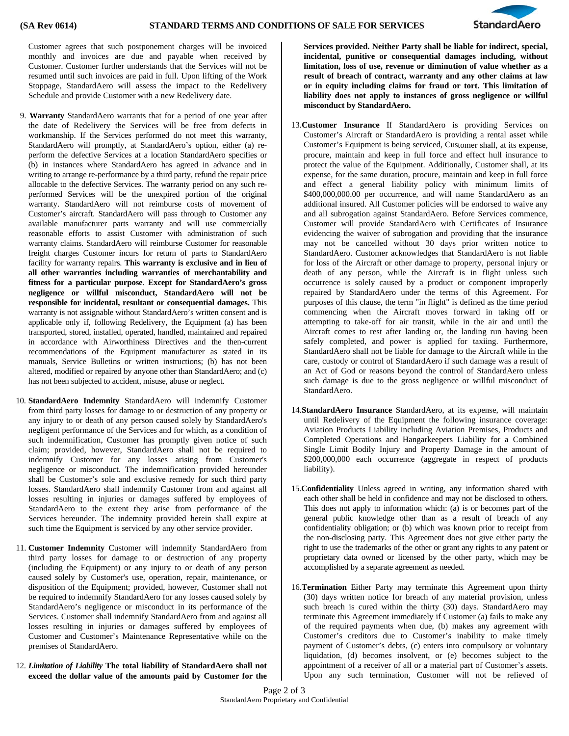Customer agrees that such postponement charges will be invoiced monthly and invoices are due and payable when received by Customer. Customer further understands that the Services will not be resumed until such invoices are paid in full. Upon lifting of the Work Stoppage, StandardAero will assess the impact to the Redelivery Schedule and provide Customer with a new Redelivery date.

9. **Warranty** StandardAero warrants that for a period of one year after the date of Redelivery the Services will be free from defects in workmanship. If the Services performed do not meet this warranty, StandardAero will promptly, at StandardAero's option, either (a) re-perform the defective Services at a location StandardAero specifies or (b) in instances where StandardAero has agreed in advance and in writing to arrange re-performance by a third party, refund the repair price allocable to the defective Services. The warranty period on any such re-performed Services will be the unexpired portion of the original warranty. StandardAero will not reimburse costs of movement of Customer's aircraft. StandardAero will pass through to Customer any available manufacturer parts warranty and will use commercially reasonable efforts to assist Customer with administration of such warranty claims. StandardAero will reimburse Customer for reasonable freight charges Customer incurs for return of parts to StandardAero facility for warranty repairs. **This warranty is exclusive and in lieu of all other warranties including warranties of merchantability and fitness for a particular purpose**. **Except for StandardAero's gross negligence or willful misconduct, StandardAero will not be responsible for incidental, resultant or consequential damages.** This warranty is not assignable without StandardAero's written consent and is applicable only if, following Redelivery, the Equipment (a) has been transported, stored, installed, operated, handled, maintained and repaired in accordance with Airworthiness Directives and the then-current recommendations of the Equipment manufacturer as stated in its manuals, Service Bulletins or written instructions; (b) has not been altered, modified or repaired by anyone other than StandardAero; and (c) has not been subjected to accident, misuse, abuse or neglect.

10. **StandardAero Indemnity** StandardAero will indemnify Customer from third party losses for damage to or destruction of any property or any injury to or death of any person caused solely by StandardAero's negligent performance of the Services and for which, as a condition of such indemnification, Customer has promptly given notice of such claim; provided, however, StandardAero shall not be required to indemnify Customer for any losses arising from Customer's negligence or misconduct. The indemnification provided hereunder shall be Customer's sole and exclusive remedy for such third party losses. StandardAero shall indemnify Customer from and against all losses resulting in injuries or damages suffered by employees of StandardAero to the extent they arise from performance of the Services hereunder. The indemnity provided herein shall expire at such time the Equipment is serviced by any other service provider.

11. **Customer Indemnity** Customer will indemnify StandardAero from third party losses for damage to or destruction of any property (including the Equipment) or any injury to or death of any person caused solely by Customer's use, operation, repair, maintenance, or disposition of the Equipment; provided, however, Customer shall not be required to indemnify StandardAero for any losses caused solely by StandardAero's negligence or misconduct in its performance of the Services. Customer shall indemnify StandardAero from and against all losses resulting in injuries or damages suffered by employees of Customer and Customer's Maintenance Representative while on the premises of StandardAero.

12. ***Limitation of Liability*** **The total liability of StandardAero shall not exceed the dollar value of the amounts paid by Customer for the Services provided. Neither Party shall be liable for indirect, special, incidental, punitive or consequential damages including, without limitation, loss of use, revenue or diminution of value whether as a result of breach of contract, warranty and any other claims at law or in equity including claims for fraud or tort. This limitation of liability does not apply to instances of gross negligence or willful misconduct by StandardAero.**

13. **Customer Insurance** If StandardAero is providing Services on Customer's Aircraft or StandardAero is providing a rental asset while Customer's Equipment is being serviced, Customer shall, at its expense, procure, maintain and keep in full force and effect hull insurance to protect the value of the Equipment. Additionally, Customer shall, at its expense, for the same duration, procure, maintain and keep in full force and effect a general liability policy with minimum limits of $400,000,000.00 per occurrence, and will name StandardAero as an additional insured. All Customer policies will be endorsed to waive any and all subrogation against StandardAero. Before Services commence, Customer will provide StandardAero with Certificates of Insurance evidencing the waiver of subrogation and providing that the insurance may not be cancelled without 30 days prior written notice to StandardAero. Customer acknowledges that StandardAero is not liable for loss of the Aircraft or other damage to property, personal injury or death of any person, while the Aircraft is in flight unless such occurrence is solely caused by a product or component improperly repaired by StandardAero under the terms of this Agreement. For purposes of this clause, the term "in flight" is defined as the time period commencing when the Aircraft moves forward in taking off or attempting to take-off for air transit, while in the air and until the Aircraft comes to rest after landing or, the landing run having been safely completed, and power is applied for taxiing. Furthermore, StandardAero shall not be liable for damage to the Aircraft while in the care, custody or control of StandardAero if such damage was a result of an Act of God or reasons beyond the control of StandardAero unless such damage is due to the gross negligence or willful misconduct of StandardAero.

14. **StandardAero Insurance** StandardAero, at its expense, will maintain until Redelivery of the Equipment the following insurance coverage: Aviation Products Liability including Aviation Premises, Products and Completed Operations and Hangarkeepers Liability for a Combined Single Limit Bodily Injury and Property Damage in the amount of $200,000,000 each occurrence (aggregate in respect of products liability).

15. **Confidentiality** Unless agreed in writing, any information shared with each other shall be held in confidence and may not be disclosed to others. This does not apply to information which: (a) is or becomes part of the general public knowledge other than as a result of breach of any confidentiality obligation; or (b) which was known prior to receipt from the non-disclosing party. This Agreement does not give either party the right to use the trademarks of the other or grant any rights to any patent or proprietary data owned or licensed by the other party, which may be accomplished by a separate agreement as needed.

16. **Termination** Either Party may terminate this Agreement upon thirty (30) days written notice for breach of any material provision, unless such breach is cured within the thirty (30) days. StandardAero may terminate this Agreement immediately if Customer (a) fails to make any of the required payments when due, (b) makes any agreement with Customer's creditors due to Customer's inability to make timely payment of Customer's debts, (c) enters into compulsory or voluntary liquidation, (d) becomes insolvent, or (e) becomes subject to the appointment of a receiver of all or a material part of Customer's assets. Upon any such termination, Customer will not be relieved of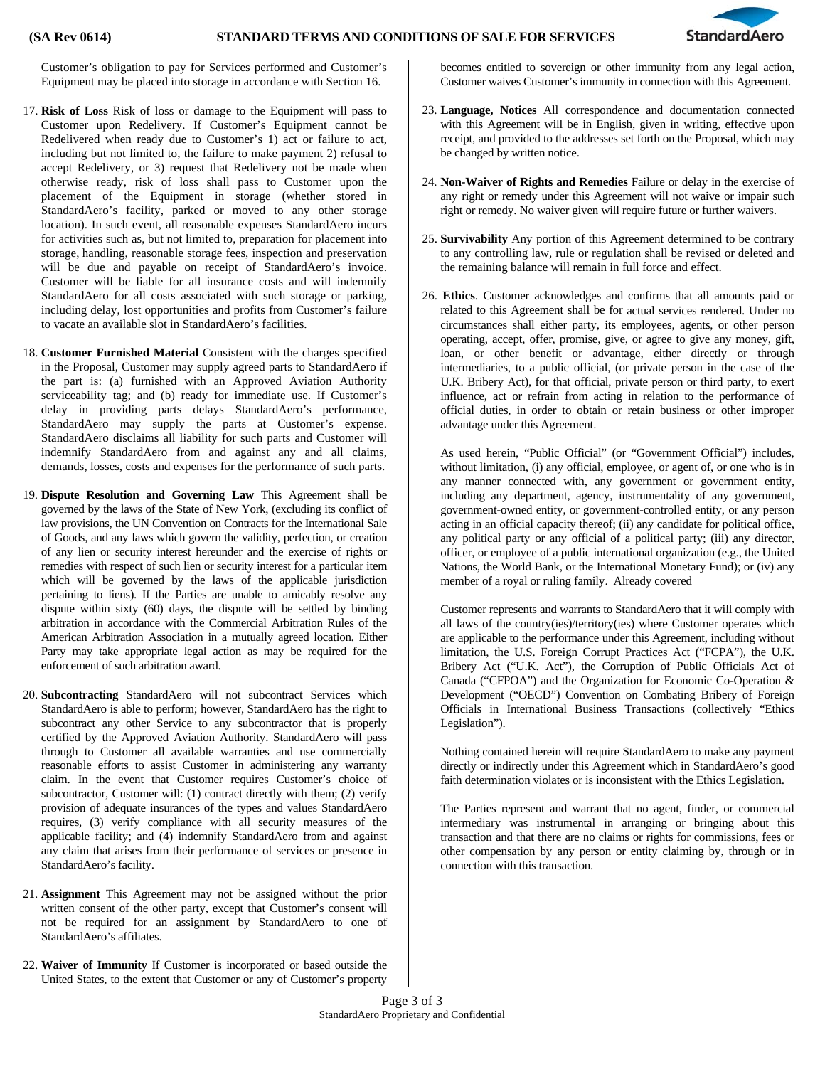Customer's obligation to pay for Services performed and Customer's Equipment may be placed into storage in accordance with Section 16.

17. **Risk of Loss** Risk of loss or damage to the Equipment will pass to Customer upon Redelivery. If Customer's Equipment cannot be Redelivered when ready due to Customer's 1) act or failure to act, including but not limited to, the failure to make payment 2) refusal to accept Redelivery, or 3) request that Redelivery not be made when otherwise ready, risk of loss shall pass to Customer upon the placement of the Equipment in storage (whether stored in StandardAero's facility, parked or moved to any other storage location). In such event, all reasonable expenses StandardAero incurs for activities such as, but not limited to, preparation for placement into storage, handling, reasonable storage fees, inspection and preservation will be due and payable on receipt of StandardAero's invoice. Customer will be liable for all insurance costs and will indemnify StandardAero for all costs associated with such storage or parking, including delay, lost opportunities and profits from Customer's failure to vacate an available slot in StandardAero's facilities.

18. **Customer Furnished Material** Consistent with the charges specified in the Proposal, Customer may supply agreed parts to StandardAero if the part is: (a) furnished with an Approved Aviation Authority serviceability tag; and (b) ready for immediate use. If Customer's delay in providing parts delays StandardAero's performance, StandardAero may supply the parts at Customer's expense. StandardAero disclaims all liability for such parts and Customer will indemnify StandardAero from and against any and all claims, demands, losses, costs and expenses for the performance of such parts.

19. **Dispute Resolution and Governing Law** This Agreement shall be governed by the laws of the State of New York, (excluding its conflict of law provisions, the UN Convention on Contracts for the International Sale of Goods, and any laws which govern the validity, perfection, or creation of any lien or security interest hereunder and the exercise of rights or remedies with respect of such lien or security interest for a particular item which will be governed by the laws of the applicable jurisdiction pertaining to liens). If the Parties are unable to amicably resolve any dispute within sixty (60) days, the dispute will be settled by binding arbitration in accordance with the Commercial Arbitration Rules of the American Arbitration Association in a mutually agreed location. Either Party may take appropriate legal action as may be required for the enforcement of such arbitration award.

20. **Subcontracting** StandardAero will not subcontract Services which StandardAero is able to perform; however, StandardAero has the right to subcontract any other Service to any subcontractor that is properly certified by the Approved Aviation Authority. StandardAero will pass through to Customer all available warranties and use commercially reasonable efforts to assist Customer in administering any warranty claim. In the event that Customer requires Customer's choice of subcontractor, Customer will: (1) contract directly with them; (2) verify provision of adequate insurances of the types and values StandardAero requires, (3) verify compliance with all security measures of the applicable facility; and (4) indemnify StandardAero from and against any claim that arises from their performance of services or presence in StandardAero's facility.

21. **Assignment** This Agreement may not be assigned without the prior written consent of the other party, except that Customer's consent will not be required for an assignment by StandardAero to one of StandardAero's affiliates.

22. **Waiver of Immunity** If Customer is incorporated or based outside the United States, to the extent that Customer or any of Customer's property becomes entitled to sovereign or other immunity from any legal action, Customer waives Customer's immunity in connection with this Agreement.

23. **Language, Notices** All correspondence and documentation connected with this Agreement will be in English, given in writing, effective upon receipt, and provided to the addresses set forth on the Proposal, which may be changed by written notice.

24. **Non-Waiver of Rights and Remedies** Failure or delay in the exercise of any right or remedy under this Agreement will not waive or impair such right or remedy. No waiver given will require future or further waivers.

25. **Survivability** Any portion of this Agreement determined to be contrary to any controlling law, rule or regulation shall be revised or deleted and the remaining balance will remain in full force and effect.

26. **Ethics**. Customer acknowledges and confirms that all amounts paid or related to this Agreement shall be for actual services rendered. Under no circumstances shall either party, its employees, agents, or other person operating, accept, offer, promise, give, or agree to give any money, gift, loan, or other benefit or advantage, either directly or through intermediaries, to a public official, (or private person in the case of the U.K. Bribery Act), for that official, private person or third party, to exert influence, act or refrain from acting in relation to the performance of official duties, in order to obtain or retain business or other improper advantage under this Agreement.

    As used herein, "Public Official" (or "Government Official") includes, without limitation, (i) any official, employee, or agent of, or one who is in any manner connected with, any government or government entity, including any department, agency, instrumentality of any government, government-owned entity, or government-controlled entity, or any person acting in an official capacity thereof; (ii) any candidate for political office, any political party or any official of a political party; (iii) any director, officer, or employee of a public international organization (e.g., the United Nations, the World Bank, or the International Monetary Fund); or (iv) any member of a royal or ruling family. Already covered

    Customer represents and warrants to StandardAero that it will comply with all laws of the country(ies)/territory(ies) where Customer operates which are applicable to the performance under this Agreement, including without limitation, the U.S. Foreign Corrupt Practices Act ("FCPA"), the U.K. Bribery Act ("U.K. Act"), the Corruption of Public Officials Act of Canada ("CFPOA") and the Organization for Economic Co-Operation & Development ("OECD") Convention on Combating Bribery of Foreign Officials in International Business Transactions (collectively "Ethics Legislation").

    Nothing contained herein will require StandardAero to make any payment directly or indirectly under this Agreement which in StandardAero's good faith determination violates or is inconsistent with the Ethics Legislation.

    The Parties represent and warrant that no agent, finder, or commercial intermediary was instrumental in arranging or bringing about this transaction and that there are no claims or rights for commissions, fees or other compensation by any person or entity claiming by, through or in connection with this transaction.